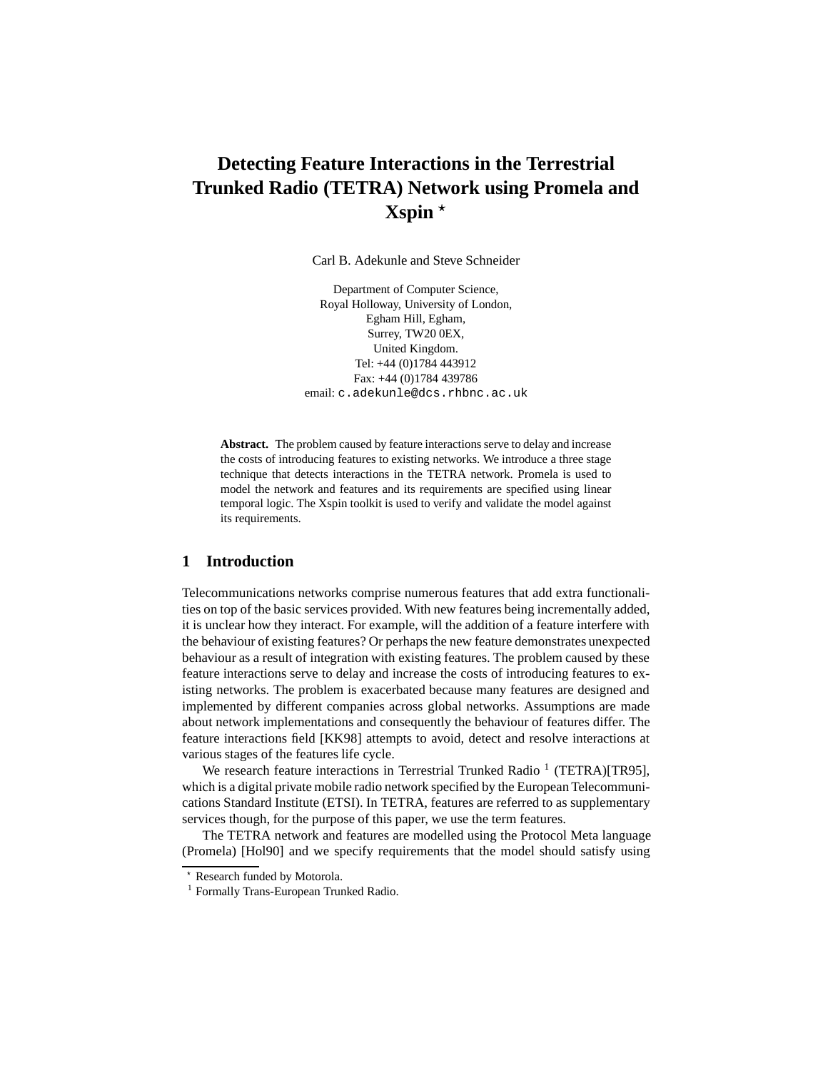# Detecting Feature Interactions in the Terrestrial Trunked Radio (TETRA) Network using Promela and Xspin ⋆

Carl B. Adekunle and Steve Schneider

Department of Computer Science,
Royal Holloway, University of London,
Egham Hill, Egham,
Surrey, TW20 0EX,
United Kingdom.
Tel: +44 (0)1784 443912
Fax: +44 (0)1784 439786
email: c.adekunle@dcs.rhbnc.ac.uk

**Abstract.** The problem caused by feature interactions serve to delay and increase the costs of introducing features to existing networks. We introduce a three stage technique that detects interactions in the TETRA network. Promela is used to model the network and features and its requirements are specified using linear temporal logic. The Xspin toolkit is used to verify and validate the model against its requirements.

## 1 Introduction

Telecommunications networks comprise numerous features that add extra functionalities on top of the basic services provided. With new features being incrementally added, it is unclear how they interact. For example, will the addition of a feature interfere with the behaviour of existing features? Or perhaps the new feature demonstrates unexpected behaviour as a result of integration with existing features. The problem caused by these feature interactions serve to delay and increase the costs of introducing features to existing networks. The problem is exacerbated because many features are designed and implemented by different companies across global networks. Assumptions are made about network implementations and consequently the behaviour of features differ. The feature interactions field [KK98] attempts to avoid, detect and resolve interactions at various stages of the features life cycle.

We research feature interactions in Terrestrial Trunked Radio [1] (TETRA)[TR95], which is a digital private mobile radio network specified by the European Telecommunications Standard Institute (ETSI). In TETRA, features are referred to as supplementary services though, for the purpose of this paper, we use the term features.

The TETRA network and features are modelled using the Protocol Meta language (Promela) [Hol90] and we specify requirements that the model should satisfy using

⋆ Research funded by Motorola.

[1] Formally Trans-European Trunked Radio.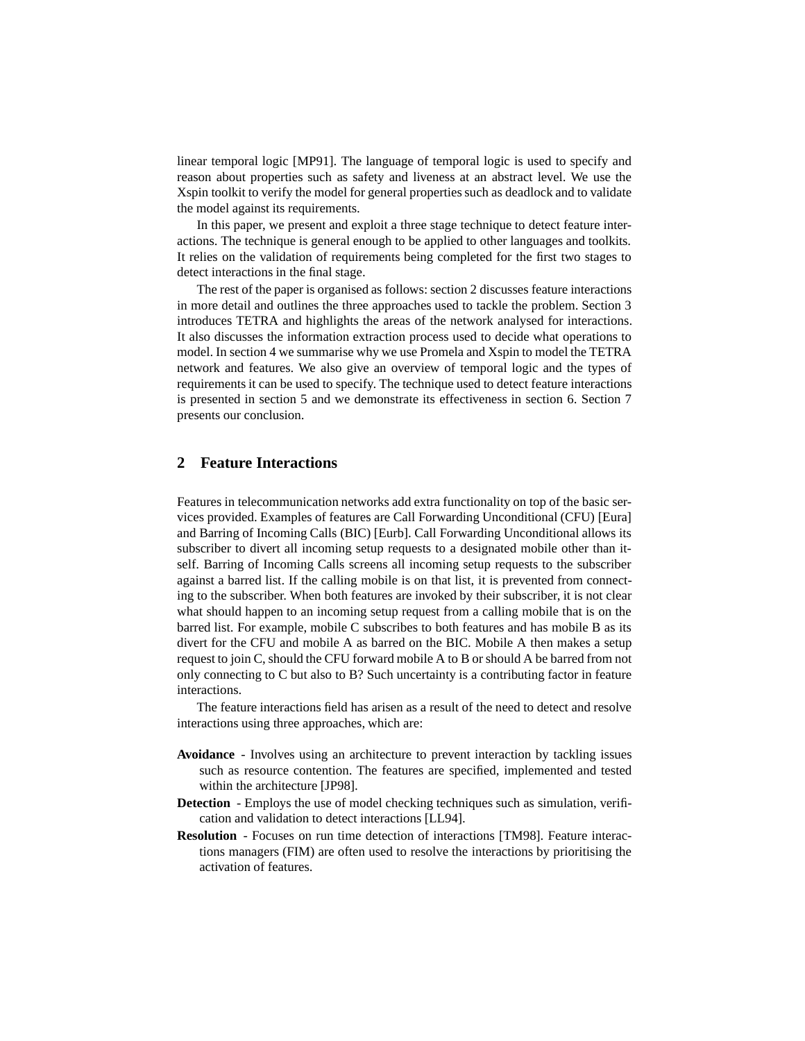linear temporal logic [MP91]. The language of temporal logic is used to specify and reason about properties such as safety and liveness at an abstract level. We use the Xspin toolkit to verify the model for general properties such as deadlock and to validate the model against its requirements.

In this paper, we present and exploit a three stage technique to detect feature interactions. The technique is general enough to be applied to other languages and toolkits. It relies on the validation of requirements being completed for the first two stages to detect interactions in the final stage.

The rest of the paper is organised as follows: section 2 discusses feature interactions in more detail and outlines the three approaches used to tackle the problem. Section 3 introduces TETRA and highlights the areas of the network analysed for interactions. It also discusses the information extraction process used to decide what operations to model. In section 4 we summarise why we use Promela and Xspin to model the TETRA network and features. We also give an overview of temporal logic and the types of requirements it can be used to specify. The technique used to detect feature interactions is presented in section 5 and we demonstrate its effectiveness in section 6. Section 7 presents our conclusion.

## 2 Feature Interactions

Features in telecommunication networks add extra functionality on top of the basic services provided. Examples of features are Call Forwarding Unconditional (CFU) [Eura] and Barring of Incoming Calls (BIC) [Eurb]. Call Forwarding Unconditional allows its subscriber to divert all incoming setup requests to a designated mobile other than itself. Barring of Incoming Calls screens all incoming setup requests to the subscriber against a barred list. If the calling mobile is on that list, it is prevented from connecting to the subscriber. When both features are invoked by their subscriber, it is not clear what should happen to an incoming setup request from a calling mobile that is on the barred list. For example, mobile C subscribes to both features and has mobile B as its divert for the CFU and mobile A as barred on the BIC. Mobile A then makes a setup request to join C, should the CFU forward mobile A to B or should A be barred from not only connecting to C but also to B? Such uncertainty is a contributing factor in feature interactions.

The feature interactions field has arisen as a result of the need to detect and resolve interactions using three approaches, which are:

- **Avoidance** - Involves using an architecture to prevent interaction by tackling issues such as resource contention. The features are specified, implemented and tested within the architecture [JP98].
- **Detection** - Employs the use of model checking techniques such as simulation, verification and validation to detect interactions [LL94].
- **Resolution** - Focuses on run time detection of interactions [TM98]. Feature interactions managers (FIM) are often used to resolve the interactions by prioritising the activation of features.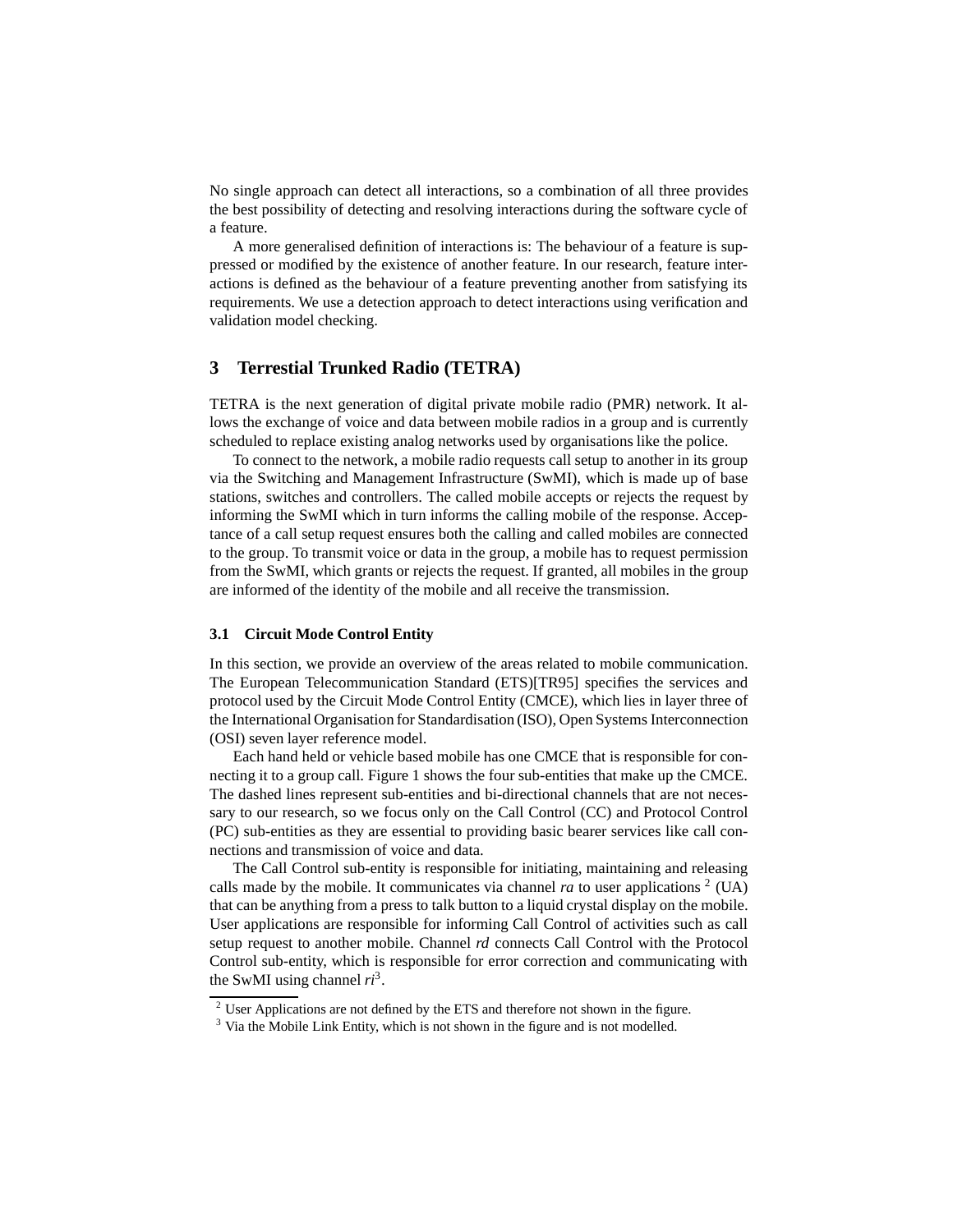No single approach can detect all interactions, so a combination of all three provides the best possibility of detecting and resolving interactions during the software cycle of a feature.

A more generalised definition of interactions is: The behaviour of a feature is suppressed or modified by the existence of another feature. In our research, feature interactions is defined as the behaviour of a feature preventing another from satisfying its requirements. We use a detection approach to detect interactions using verification and validation model checking.

## 3 Terrestial Trunked Radio (TETRA)

TETRA is the next generation of digital private mobile radio (PMR) network. It allows the exchange of voice and data between mobile radios in a group and is currently scheduled to replace existing analog networks used by organisations like the police.

To connect to the network, a mobile radio requests call setup to another in its group via the Switching and Management Infrastructure (SwMI), which is made up of base stations, switches and controllers. The called mobile accepts or rejects the request by informing the SwMI which in turn informs the calling mobile of the response. Acceptance of a call setup request ensures both the calling and called mobiles are connected to the group. To transmit voice or data in the group, a mobile has to request permission from the SwMI, which grants or rejects the request. If granted, all mobiles in the group are informed of the identity of the mobile and all receive the transmission.

### 3.1 Circuit Mode Control Entity

In this section, we provide an overview of the areas related to mobile communication. The European Telecommunication Standard (ETS)[TR95] specifies the services and protocol used by the Circuit Mode Control Entity (CMCE), which lies in layer three of the International Organisation for Standardisation (ISO), Open Systems Interconnection (OSI) seven layer reference model.

Each hand held or vehicle based mobile has one CMCE that is responsible for connecting it to a group call. Figure 1 shows the four sub-entities that make up the CMCE. The dashed lines represent sub-entities and bi-directional channels that are not necessary to our research, so we focus only on the Call Control (CC) and Protocol Control (PC) sub-entities as they are essential to providing basic bearer services like call connections and transmission of voice and data.

The Call Control sub-entity is responsible for initiating, maintaining and releasing calls made by the mobile. It communicates via channel *ra* to user applications [2] (UA) that can be anything from a press to talk button to a liquid crystal display on the mobile. User applications are responsible for informing Call Control of activities such as call setup request to another mobile. Channel *rd* connects Call Control with the Protocol Control sub-entity, which is responsible for error correction and communicating with the SwMI using channel *ri*[3].

---

[2] User Applications are not defined by the ETS and therefore not shown in the figure.

[3] Via the Mobile Link Entity, which is not shown in the figure and is not modelled.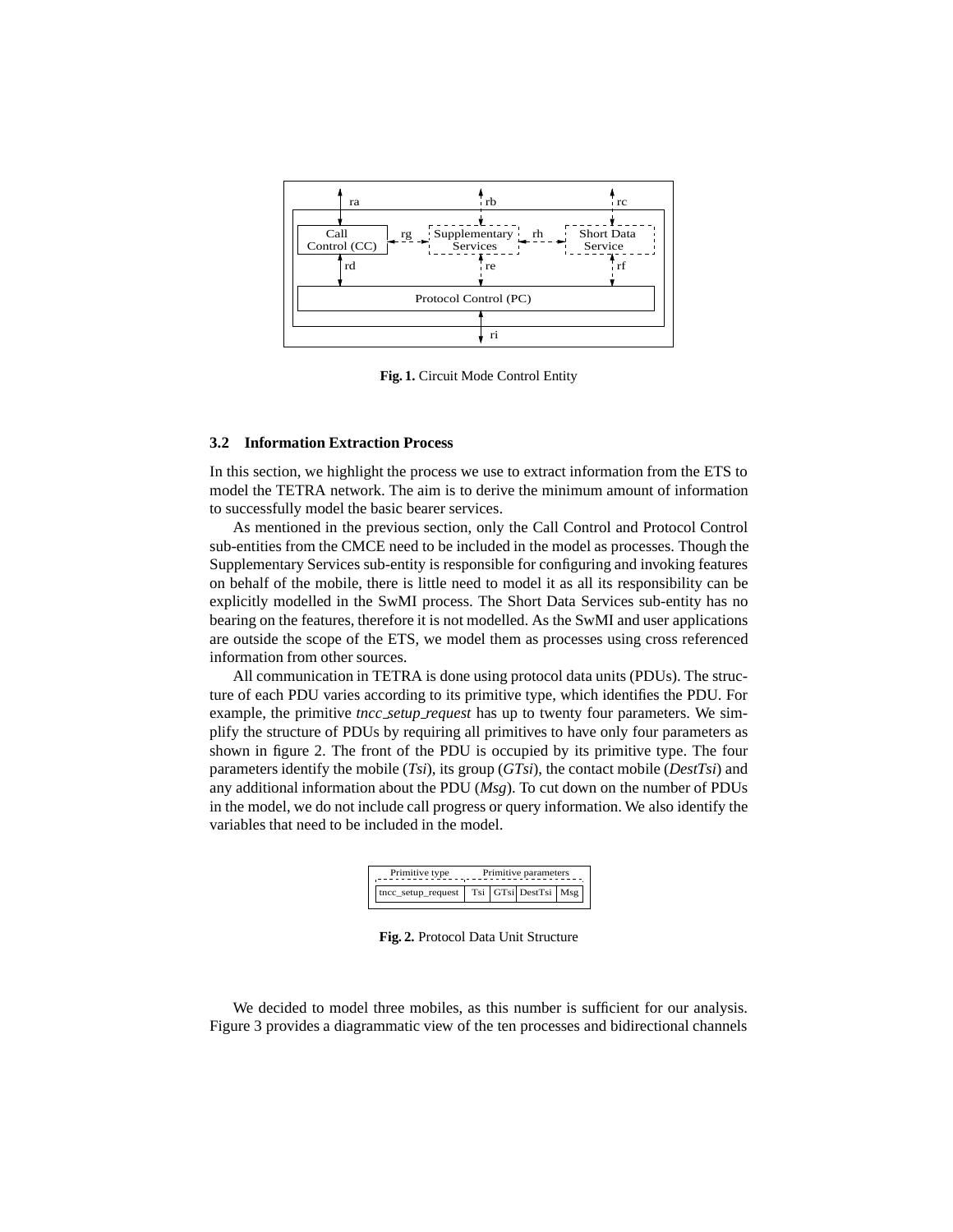**Fig. 1.** Circuit Mode Control Entity

### 3.2 Information Extraction Process

In this section, we highlight the process we use to extract information from the ETS to model the TETRA network. The aim is to derive the minimum amount of information to successfully model the basic bearer services.

As mentioned in the previous section, only the Call Control and Protocol Control sub-entities from the CMCE need to be included in the model as processes. Though the Supplementary Services sub-entity is responsible for configuring and invoking features on behalf of the mobile, there is little need to model it as all its responsibility can be explicitly modelled in the SwMI process. The Short Data Services sub-entity has no bearing on the features, therefore it is not modelled. As the SwMI and user applications are outside the scope of the ETS, we model them as processes using cross referenced information from other sources.

All communication in TETRA is done using protocol data units (PDUs). The structure of each PDU varies according to its primitive type, which identifies the PDU. For example, the primitive *tncc_setup_request* has up to twenty four parameters. We simplify the structure of PDUs by requiring all primitives to have only four parameters as shown in figure 2. The front of the PDU is occupied by its primitive type. The four parameters identify the mobile (*Tsi*), its group (*GTsi*), the contact mobile (*DestTsi*) and any additional information about the PDU (*Msg*). To cut down on the number of PDUs in the model, we do not include call progress or query information. We also identify the variables that need to be included in the model.

| Primitive type | Primitive parameters | | | |
|---|---|---|---|---|
| tncc_setup_request | Tsi | GTsi | DestTsi | Msg |

**Fig. 2.** Protocol Data Unit Structure

We decided to model three mobiles, as this number is sufficient for our analysis. Figure 3 provides a diagrammatic view of the ten processes and bidirectional channels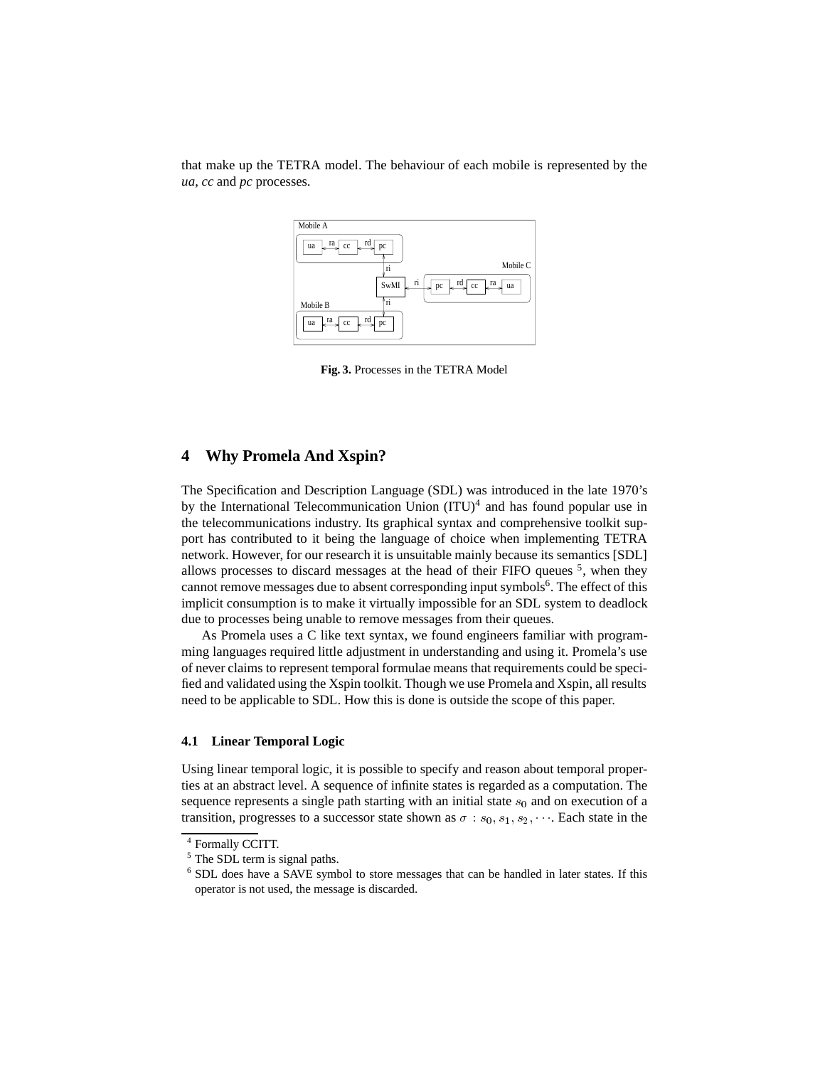that make up the TETRA model. The behaviour of each mobile is represented by the *ua*, *cc* and *pc* processes.

**Fig. 3.** Processes in the TETRA Model

## 4 Why Promela And Xspin?

The Specification and Description Language (SDL) was introduced in the late 1970's by the International Telecommunication Union (ITU)[4] and has found popular use in the telecommunications industry. Its graphical syntax and comprehensive toolkit support has contributed to it being the language of choice when implementing TETRA network. However, for our research it is unsuitable mainly because its semantics [SDL] allows processes to discard messages at the head of their FIFO queues [5], when they cannot remove messages due to absent corresponding input symbols[6]. The effect of this implicit consumption is to make it virtually impossible for an SDL system to deadlock due to processes being unable to remove messages from their queues.

As Promela uses a C like text syntax, we found engineers familiar with programming languages required little adjustment in understanding and using it. Promela's use of never claims to represent temporal formulae means that requirements could be specified and validated using the Xspin toolkit. Though we use Promela and Xspin, all results need to be applicable to SDL. How this is done is outside the scope of this paper.

### 4.1 Linear Temporal Logic

Using linear temporal logic, it is possible to specify and reason about temporal properties at an abstract level. A sequence of infinite states is regarded as a computation. The sequence represents a single path starting with an initial state $s_0$ and on execution of a transition, progresses to a successor state shown as $\sigma : s_0, s_1, s_2, \cdots$. Each state in the

[4] Formally CCITT.

[5] The SDL term is signal paths.

[6] SDL does have a SAVE symbol to store messages that can be handled in later states. If this operator is not used, the message is discarded.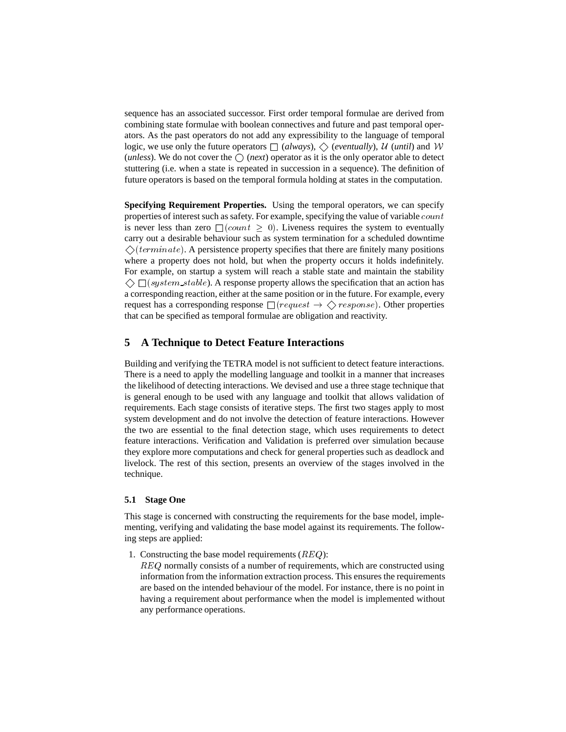sequence has an associated successor. First order temporal formulae are derived from combining state formulae with boolean connectives and future and past temporal operators. As the past operators do not add any expressibility to the language of temporal logic, we use only the future operators $\Box$ (*always*), $\Diamond$ (*eventually*), $\mathcal{U}$ (*until*) and $\mathcal{W}$ (*unless*). We do not cover the $\bigcirc$ (*next*) operator as it is the only operator able to detect stuttering (i.e. when a state is repeated in succession in a sequence). The definition of future operators is based on the temporal formula holding at states in the computation.

**Specifying Requirement Properties.** Using the temporal operators, we can specify properties of interest such as safety. For example, specifying the value of variable $count$ is never less than zero $\Box(count \geq 0)$. Liveness requires the system to eventually carry out a desirable behaviour such as system termination for a scheduled downtime $\Diamond(terminate)$. A persistence property specifies that there are finitely many positions where a property does not hold, but when the property occurs it holds indefinitely. For example, on startup a system will reach a stable state and maintain the stability $\Diamond\Box(system\_stable)$. A response property allows the specification that an action has a corresponding reaction, either at the same position or in the future. For example, every request has a corresponding response $\Box(request \rightarrow \Diamond response)$. Other properties that can be specified as temporal formulae are obligation and reactivity.

## 5 A Technique to Detect Feature Interactions

Building and verifying the TETRA model is not sufficient to detect feature interactions. There is a need to apply the modelling language and toolkit in a manner that increases the likelihood of detecting interactions. We devised and use a three stage technique that is general enough to be used with any language and toolkit that allows validation of requirements. Each stage consists of iterative steps. The first two stages apply to most system development and do not involve the detection of feature interactions. However the two are essential to the final detection stage, which uses requirements to detect feature interactions. Verification and Validation is preferred over simulation because they explore more computations and check for general properties such as deadlock and livelock. The rest of this section, presents an overview of the stages involved in the technique.

### 5.1 Stage One

This stage is concerned with constructing the requirements for the base model, implementing, verifying and validating the base model against its requirements. The following steps are applied:

1. Constructing the base model requirements ($REQ$):
   $REQ$ normally consists of a number of requirements, which are constructed using information from the information extraction process. This ensures the requirements are based on the intended behaviour of the model. For instance, there is no point in having a requirement about performance when the model is implemented without any performance operations.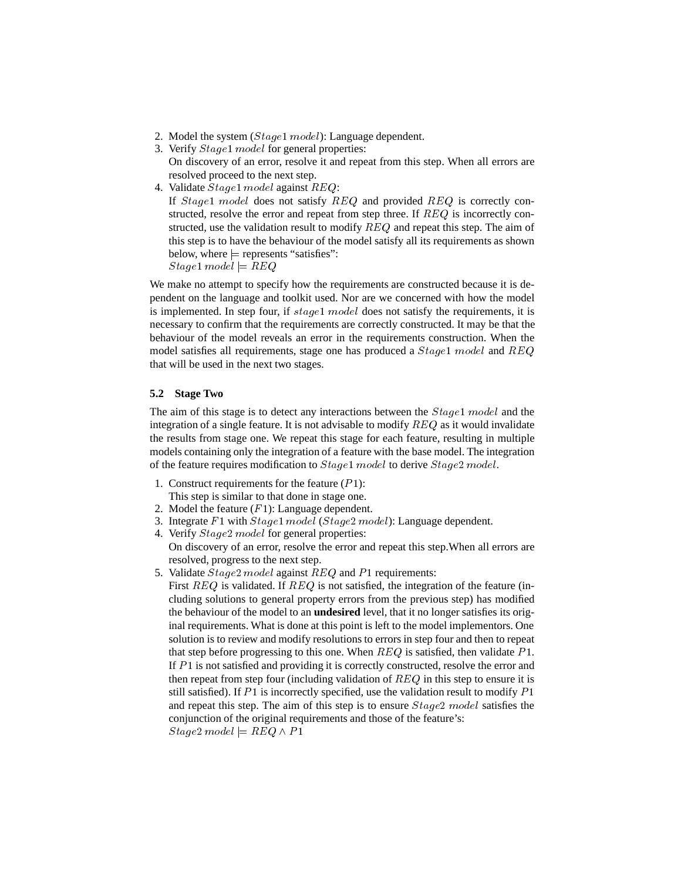2. Model the system ($Stage1\, model$): Language dependent.
3. Verify $Stage1\, model$ for general properties:
   On discovery of an error, resolve it and repeat from this step. When all errors are resolved proceed to the next step.
4. Validate $Stage1\, model$ against $REQ$:
   If $Stage1\; model$ does not satisfy $REQ$ and provided $REQ$ is correctly constructed, resolve the error and repeat from step three. If $REQ$ is incorrectly constructed, use the validation result to modify $REQ$ and repeat this step. The aim of this step is to have the behaviour of the model satisfy all its requirements as shown below, where $\models$ represents "satisfies":
   $Stage1\, model \models REQ$

We make no attempt to specify how the requirements are constructed because it is dependent on the language and toolkit used. Nor are we concerned with how the model is implemented. In step four, if $stage1\; model$ does not satisfy the requirements, it is necessary to confirm that the requirements are correctly constructed. It may be that the behaviour of the model reveals an error in the requirements construction. When the model satisfies all requirements, stage one has produced a $Stage1\; model$ and $REQ$ that will be used in the next two stages.

### 5.2 Stage Two

The aim of this stage is to detect any interactions between the $Stage1\; model$ and the integration of a single feature. It is not advisable to modify $REQ$ as it would invalidate the results from stage one. We repeat this stage for each feature, resulting in multiple models containing only the integration of a feature with the base model. The integration of the feature requires modification to $Stage1\, model$ to derive $Stage2\, model$.

1. Construct requirements for the feature ($P1$):
   This step is similar to that done in stage one.
2. Model the feature ($F1$): Language dependent.
3. Integrate $F1$ with $Stage1\, model$ ($Stage2\, model$): Language dependent.
4. Verify $Stage2\; model$ for general properties:
   On discovery of an error, resolve the error and repeat this step.When all errors are resolved, progress to the next step.
5. Validate $Stage2\, model$ against $REQ$ and $P1$ requirements:
   First $REQ$ is validated. If $REQ$ is not satisfied, the integration of the feature (including solutions to general property errors from the previous step) has modified the behaviour of the model to an **undesired** level, that it no longer satisfies its original requirements. What is done at this point is left to the model implementors. One solution is to review and modify resolutions to errors in step four and then to repeat that step before progressing to this one. When $REQ$ is satisfied, then validate $P1$. If $P1$ is not satisfied and providing it is correctly constructed, resolve the error and then repeat from step four (including validation of $REQ$ in this step to ensure it is still satisfied). If $P1$ is incorrectly specified, use the validation result to modify $P1$ and repeat this step. The aim of this step is to ensure $Stage2\; model$ satisfies the conjunction of the original requirements and those of the feature's:
   $Stage2\, model \models REQ \wedge P1$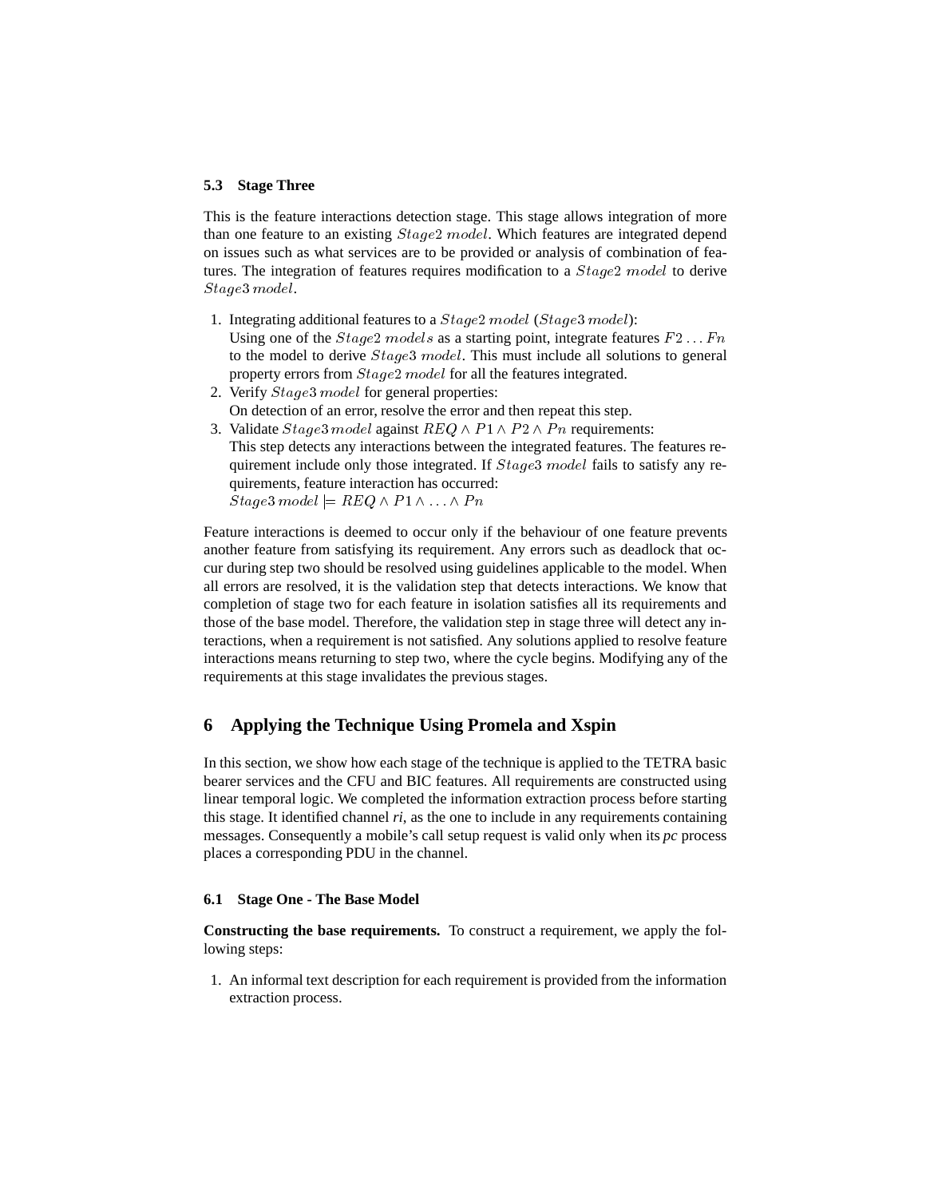### 5.3 Stage Three

This is the feature interactions detection stage. This stage allows integration of more than one feature to an existing $Stage2\ model$. Which features are integrated depend on issues such as what services are to be provided or analysis of combination of features. The integration of features requires modification to a $Stage2\ model$ to derive $Stage3\,model$.

1. Integrating additional features to a $Stage2\ model$ ($Stage3\ model$):
   Using one of the $Stage2\ models$ as a starting point, integrate features $F2 \ldots Fn$ to the model to derive $Stage3\ model$. This must include all solutions to general property errors from $Stage2\ model$ for all the features integrated.
2. Verify $Stage3\,model$ for general properties:
   On detection of an error, resolve the error and then repeat this step.
3. Validate $Stage3\,model$ against $REQ \wedge P1 \wedge P2 \wedge Pn$ requirements:
   This step detects any interactions between the integrated features. The features requirement include only those integrated. If $Stage3\ model$ fails to satisfy any requirements, feature interaction has occurred:
   $Stage3\,model \models REQ \wedge P1 \wedge \ldots \wedge Pn$

Feature interactions is deemed to occur only if the behaviour of one feature prevents another feature from satisfying its requirement. Any errors such as deadlock that occur during step two should be resolved using guidelines applicable to the model. When all errors are resolved, it is the validation step that detects interactions. We know that completion of stage two for each feature in isolation satisfies all its requirements and those of the base model. Therefore, the validation step in stage three will detect any interactions, when a requirement is not satisfied. Any solutions applied to resolve feature interactions means returning to step two, where the cycle begins. Modifying any of the requirements at this stage invalidates the previous stages.

## 6 Applying the Technique Using Promela and Xspin

In this section, we show how each stage of the technique is applied to the TETRA basic bearer services and the CFU and BIC features. All requirements are constructed using linear temporal logic. We completed the information extraction process before starting this stage. It identified channel *ri*, as the one to include in any requirements containing messages. Consequently a mobile's call setup request is valid only when its *pc* process places a corresponding PDU in the channel.

### 6.1 Stage One - The Base Model

**Constructing the base requirements.** To construct a requirement, we apply the following steps:

1. An informal text description for each requirement is provided from the information extraction process.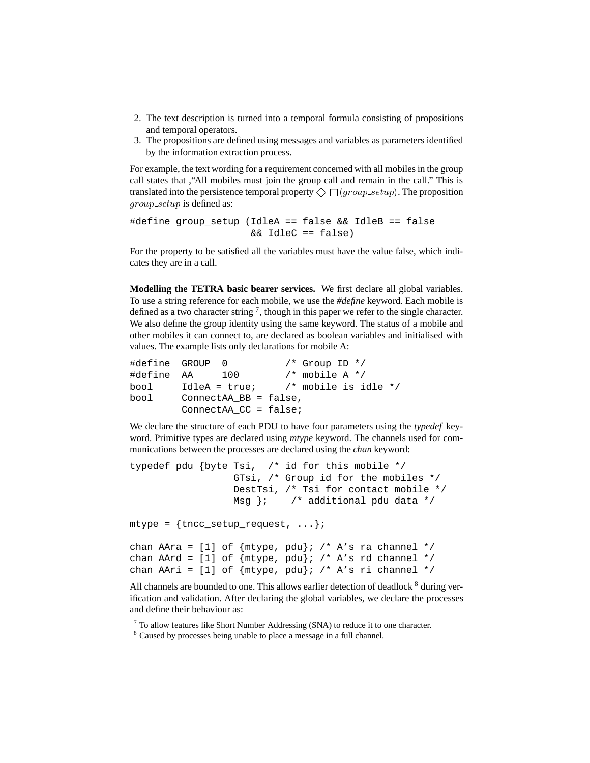2. The text description is turned into a temporal formula consisting of propositions and temporal operators.
3. The propositions are defined using messages and variables as parameters identified by the information extraction process.

For example, the text wording for a requirement concerned with all mobiles in the group call states that ,"All mobiles must join the group call and remain in the call." This is translated into the persistence temporal property $\Diamond \Box (group\_setup)$. The proposition $group\_setup$ is defined as:

```
#define group_setup (IdleA == false && IdleB == false
                     && IdleC == false)
```

For the property to be satisfied all the variables must have the value false, which indicates they are in a call.

**Modelling the TETRA basic bearer services.** We first declare all global variables. To use a string reference for each mobile, we use the *#define* keyword. Each mobile is defined as a two character string [7], though in this paper we refer to the single character. We also define the group identity using the same keyword. The status of a mobile and other mobiles it can connect to, are declared as boolean variables and initialised with values. The example lists only declarations for mobile A:

```
#define  GROUP  0          /* Group ID */
#define  AA     100        /* mobile A */
bool     IdleA = true;     /* mobile is idle */
bool     ConnectAA_BB = false,
         ConnectAA_CC = false;
```

We declare the structure of each PDU to have four parameters using the *typedef* keyword. Primitive types are declared using *mtype* keyword. The channels used for communications between the processes are declared using the *chan* keyword:

```
typedef pdu {byte Tsi,  /* id for this mobile */
                  GTsi, /* Group id for the mobiles */
                  DestTsi, /* Tsi for contact mobile */
                  Msg };    /* additional pdu data */

mtype = {tncc_setup_request, ...};

chan AAra = [1] of {mtype, pdu}; /* A's ra channel */
chan AArd = [1] of {mtype, pdu}; /* A's rd channel */
chan AAri = [1] of {mtype, pdu}; /* A's ri channel */
```

All channels are bounded to one. This allows earlier detection of deadlock [8] during verification and validation. After declaring the global variables, we declare the processes and define their behaviour as:

[7] To allow features like Short Number Addressing (SNA) to reduce it to one character.

[8] Caused by processes being unable to place a message in a full channel.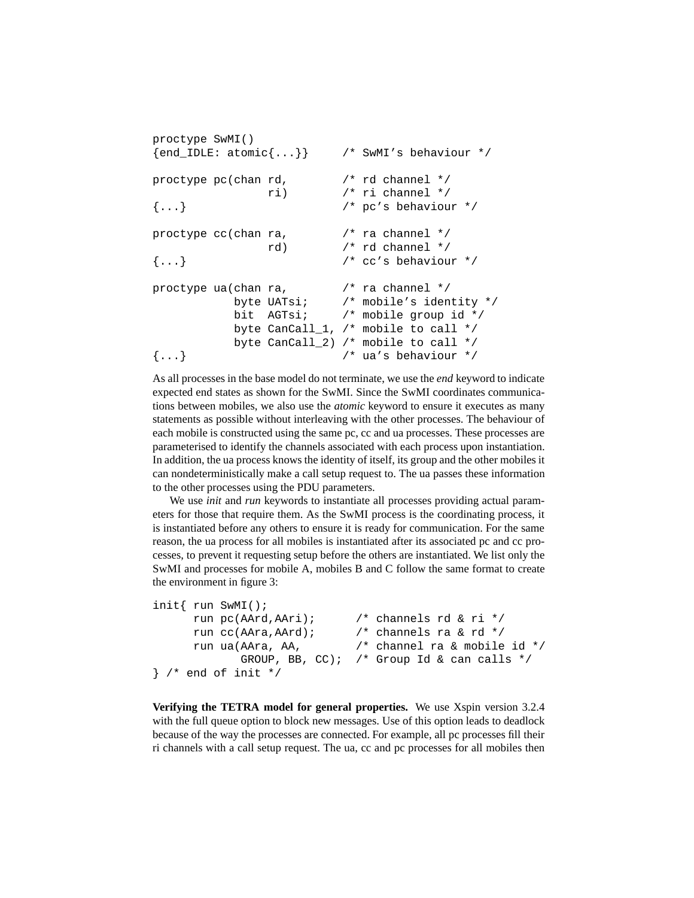```
proctype SwMI()
{end_IDLE: atomic{...}}     /* SwMI's behaviour */

proctype pc(chan rd,        /* rd channel */
                 ri)        /* ri channel */
{...}                       /* pc's behaviour */

proctype cc(chan ra,        /* ra channel */
                 rd)        /* rd channel */
{...}                       /* cc's behaviour */

proctype ua(chan ra,        /* ra channel */
            byte UATsi;     /* mobile's identity */
            bit  AGTsi;     /* mobile group id */
            byte CanCall_1, /* mobile to call */
            byte CanCall_2) /* mobile to call */
{...}                       /* ua's behaviour */
```

As all processes in the base model do not terminate, we use the *end* keyword to indicate expected end states as shown for the SwMI. Since the SwMI coordinates communications between mobiles, we also use the *atomic* keyword to ensure it executes as many statements as possible without interleaving with the other processes. The behaviour of each mobile is constructed using the same pc, cc and ua processes. These processes are parameterised to identify the channels associated with each process upon instantiation. In addition, the ua process knows the identity of itself, its group and the other mobiles it can nondeterministically make a call setup request to. The ua passes these information to the other processes using the PDU parameters.

We use *init* and *run* keywords to instantiate all processes providing actual parameters for those that require them. As the SwMI process is the coordinating process, it is instantiated before any others to ensure it is ready for communication. For the same reason, the ua process for all mobiles is instantiated after its associated pc and cc processes, to prevent it requesting setup before the others are instantiated. We list only the SwMI and processes for mobile A, mobiles B and C follow the same format to create the environment in figure 3:

```
init{ run SwMI();
      run pc(AArd,AAri);      /* channels rd & ri */
      run cc(AAra,AArd);      /* channels ra & rd */
      run ua(AAra, AA,        /* channel ra & mobile id */
             GROUP, BB, CC);  /* Group Id & can calls */
} /* end of init */
```

**Verifying the TETRA model for general properties.** We use Xspin version 3.2.4 with the full queue option to block new messages. Use of this option leads to deadlock because of the way the processes are connected. For example, all pc processes fill their ri channels with a call setup request. The ua, cc and pc processes for all mobiles then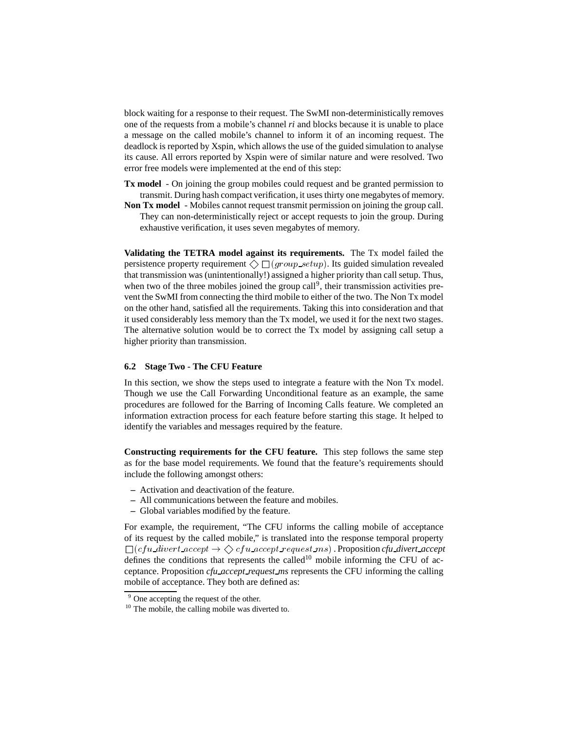block waiting for a response to their request. The SwMI non-deterministically removes one of the requests from a mobile's channel *ri* and blocks because it is unable to place a message on the called mobile's channel to inform it of an incoming request. The deadlock is reported by Xspin, which allows the use of the guided simulation to analyse its cause. All errors reported by Xspin were of similar nature and were resolved. Two error free models were implemented at the end of this step:

**Tx model** - On joining the group mobiles could request and be granted permission to transmit. During hash compact verification, it uses thirty one megabytes of memory.

**Non Tx model** - Mobiles cannot request transmit permission on joining the group call. They can non-deterministically reject or accept requests to join the group. During exhaustive verification, it uses seven megabytes of memory.

**Validating the TETRA model against its requirements.** The Tx model failed the persistence property requirement $\Diamond \Box(group\_setup)$. Its guided simulation revealed that transmission was (unintentionally!) assigned a higher priority than call setup. Thus, when two of the three mobiles joined the group call[9], their transmission activities prevent the SwMI from connecting the third mobile to either of the two. The Non Tx model on the other hand, satisfied all the requirements. Taking this into consideration and that it used considerably less memory than the Tx model, we used it for the next two stages. The alternative solution would be to correct the Tx model by assigning call setup a higher priority than transmission.

### 6.2 Stage Two - The CFU Feature

In this section, we show the steps used to integrate a feature with the Non Tx model. Though we use the Call Forwarding Unconditional feature as an example, the same procedures are followed for the Barring of Incoming Calls feature. We completed an information extraction process for each feature before starting this stage. It helped to identify the variables and messages required by the feature.

**Constructing requirements for the CFU feature.** This step follows the same step as for the base model requirements. We found that the feature's requirements should include the following amongst others:

- Activation and deactivation of the feature.
- All communications between the feature and mobiles.
- Global variables modified by the feature.

For example, the requirement, "The CFU informs the calling mobile of acceptance of its request by the called mobile," is translated into the response temporal property $\Box(cfu\_divert\_accept \rightarrow \Diamond\, cfu\_accept\_request\_ms)$ . Proposition *cfu_divert_accept* defines the conditions that represents the called[10] mobile informing the CFU of acceptance. Proposition *cfu_accept_request_ms* represents the CFU informing the calling mobile of acceptance. They both are defined as:

[9] One accepting the request of the other.

[10] The mobile, the calling mobile was diverted to.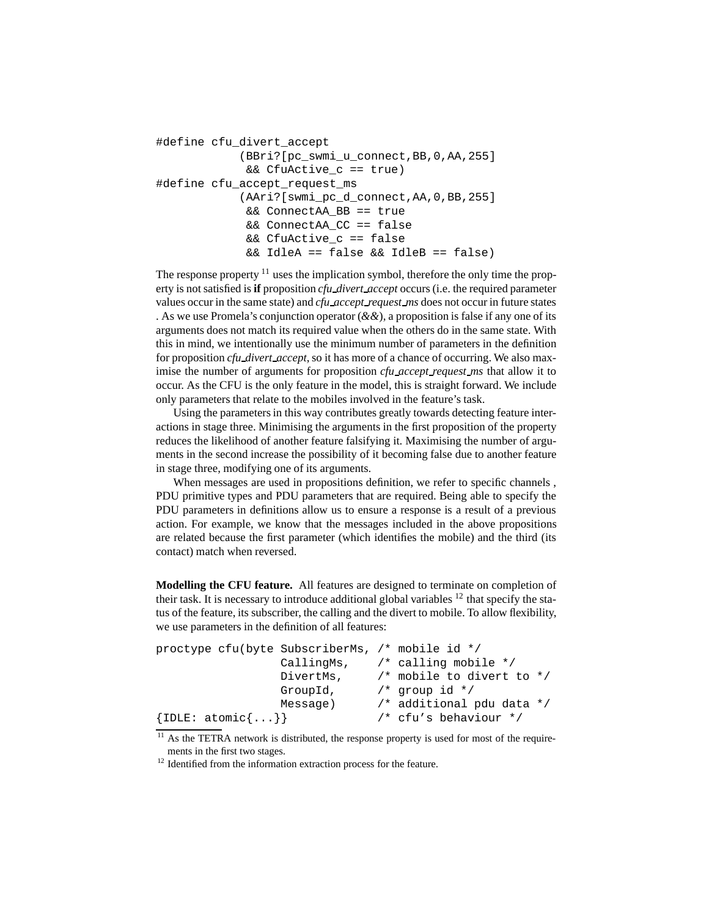```
#define cfu_divert_accept
            (BBri?[pc_swmi_u_connect,BB,0,AA,255]
             && CfuActive_c == true)
#define cfu_accept_request_ms
            (AAri?[swmi_pc_d_connect,AA,0,BB,255]
             && ConnectAA_BB == true
             && ConnectAA_CC == false
             && CfuActive_c == false
             && IdleA == false && IdleB == false)
```

The response property [11] uses the implication symbol, therefore the only time the property is not satisfied is **if** proposition *cfu_divert_accept* occurs (i.e. the required parameter values occur in the same state) and *cfu_accept_request_ms* does not occur in future states . As we use Promela's conjunction operator (*&&*), a proposition is false if any one of its arguments does not match its required value when the others do in the same state. With this in mind, we intentionally use the minimum number of parameters in the definition for proposition *cfu_divert_accept*, so it has more of a chance of occurring. We also maximise the number of arguments for proposition *cfu_accept_request_ms* that allow it to occur. As the CFU is the only feature in the model, this is straight forward. We include only parameters that relate to the mobiles involved in the feature's task.

Using the parameters in this way contributes greatly towards detecting feature interactions in stage three. Minimising the arguments in the first proposition of the property reduces the likelihood of another feature falsifying it. Maximising the number of arguments in the second increase the possibility of it becoming false due to another feature in stage three, modifying one of its arguments.

When messages are used in propositions definition, we refer to specific channels , PDU primitive types and PDU parameters that are required. Being able to specify the PDU parameters in definitions allow us to ensure a response is a result of a previous action. For example, we know that the messages included in the above propositions are related because the first parameter (which identifies the mobile) and the third (its contact) match when reversed.

**Modelling the CFU feature.** All features are designed to terminate on completion of their task. It is necessary to introduce additional global variables [12] that specify the status of the feature, its subscriber, the calling and the divert to mobile. To allow flexibility, we use parameters in the definition of all features:

```
proctype cfu(byte SubscriberMs, /* mobile id */
                  CallingMs,    /* calling mobile */
                  DivertMs,     /* mobile to divert to */
                  GroupId,      /* group id */
                  Message)      /* additional pdu data */
{IDLE: atomic{...}}             /* cfu's behaviour */
```

[11] As the TETRA network is distributed, the response property is used for most of the requirements in the first two stages.

[12] Identified from the information extraction process for the feature.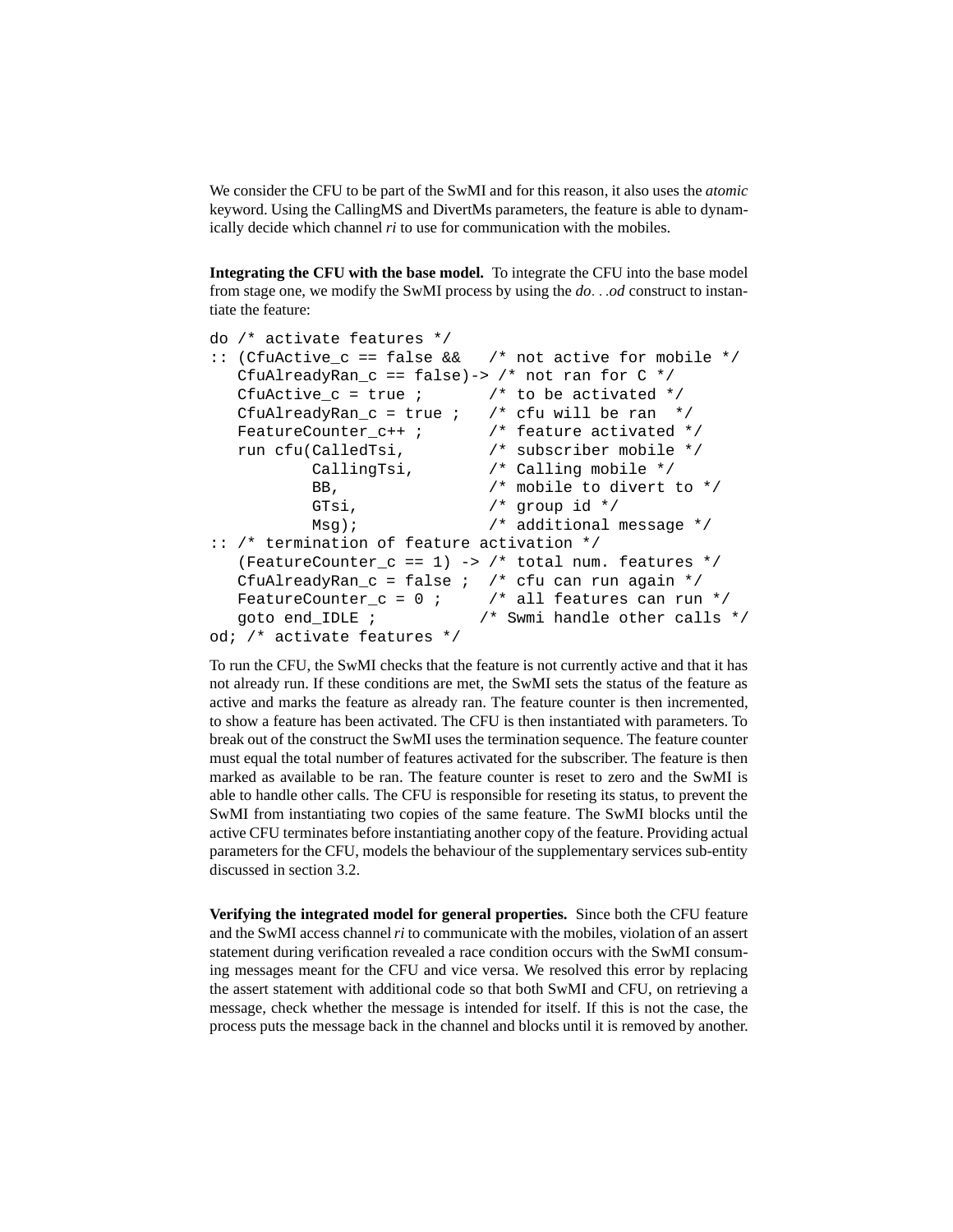We consider the CFU to be part of the SwMI and for this reason, it also uses the *atomic* keyword. Using the CallingMS and DivertMs parameters, the feature is able to dynamically decide which channel *ri* to use for communication with the mobiles.

**Integrating the CFU with the base model.** To integrate the CFU into the base model from stage one, we modify the SwMI process by using the *do. . .od* construct to instantiate the feature:

```
do /* activate features */
:: (CfuActive_c == false &&   /* not active for mobile */
   CfuAlreadyRan_c == false)-> /* not ran for C */
   CfuActive_c = true ;       /* to be activated */
   CfuAlreadyRan_c = true ;   /* cfu will be ran  */
   FeatureCounter_c++ ;       /* feature activated */
   run cfu(CalledTsi,         /* subscriber mobile */
           CallingTsi,        /* Calling mobile */
           BB,                /* mobile to divert to */
           GTsi,              /* group id */
           Msg);              /* additional message */
:: /* termination of feature activation */
   (FeatureCounter_c == 1) -> /* total num. features */
   CfuAlreadyRan_c = false ;  /* cfu can run again */
   FeatureCounter_c = 0 ;     /* all features can run */
   goto end_IDLE ;           /* Swmi handle other calls */
od; /* activate features */
```

To run the CFU, the SwMI checks that the feature is not currently active and that it has not already run. If these conditions are met, the SwMI sets the status of the feature as active and marks the feature as already ran. The feature counter is then incremented, to show a feature has been activated. The CFU is then instantiated with parameters. To break out of the construct the SwMI uses the termination sequence. The feature counter must equal the total number of features activated for the subscriber. The feature is then marked as available to be ran. The feature counter is reset to zero and the SwMI is able to handle other calls. The CFU is responsible for reseting its status, to prevent the SwMI from instantiating two copies of the same feature. The SwMI blocks until the active CFU terminates before instantiating another copy of the feature. Providing actual parameters for the CFU, models the behaviour of the supplementary services sub-entity discussed in section 3.2.

**Verifying the integrated model for general properties.** Since both the CFU feature and the SwMI access channel *ri* to communicate with the mobiles, violation of an assert statement during verification revealed a race condition occurs with the SwMI consuming messages meant for the CFU and vice versa. We resolved this error by replacing the assert statement with additional code so that both SwMI and CFU, on retrieving a message, check whether the message is intended for itself. If this is not the case, the process puts the message back in the channel and blocks until it is removed by another.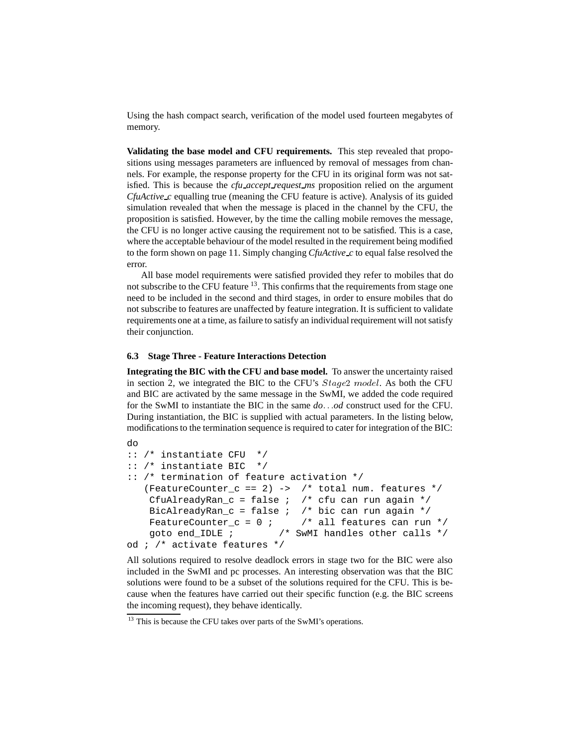Using the hash compact search, verification of the model used fourteen megabytes of memory.

**Validating the base model and CFU requirements.** This step revealed that propositions using messages parameters are influenced by removal of messages from channels. For example, the response property for the CFU in its original form was not satisfied. This is because the *cfu_accept_request_ms* proposition relied on the argument *CfuActive_c* equalling true (meaning the CFU feature is active). Analysis of its guided simulation revealed that when the message is placed in the channel by the CFU, the proposition is satisfied. However, by the time the calling mobile removes the message, the CFU is no longer active causing the requirement not to be satisfied. This is a case, where the acceptable behaviour of the model resulted in the requirement being modified to the form shown on page 11. Simply changing *CfuActive_c* to equal false resolved the error.

All base model requirements were satisfied provided they refer to mobiles that do not subscribe to the CFU feature [13]. This confirms that the requirements from stage one need to be included in the second and third stages, in order to ensure mobiles that do not subscribe to features are unaffected by feature integration. It is sufficient to validate requirements one at a time, as failure to satisfy an individual requirement will not satisfy their conjunction.

### 6.3 Stage Three - Feature Interactions Detection

**Integrating the BIC with the CFU and base model.** To answer the uncertainty raised in section 2, we integrated the BIC to the CFU's $Stage2\ model$. As both the CFU and BIC are activated by the same message in the SwMI, we added the code required for the SwMI to instantiate the BIC in the same *do*. . .*od* construct used for the CFU. During instantiation, the BIC is supplied with actual parameters. In the listing below, modifications to the termination sequence is required to cater for integration of the BIC:

```
do
:: /* instantiate CFU  */
:: /* instantiate BIC  */
:: /* termination of feature activation */
   (FeatureCounter_c == 2) ->  /* total num. features */
    CfuAlreadyRan_c = false ;  /* cfu can run again */
    BicAlreadyRan_c = false ;  /* bic can run again */
    FeatureCounter_c = 0 ;     /* all features can run */
    goto end_IDLE ;          /* SwMI handles other calls */
od ; /* activate features */
```

All solutions required to resolve deadlock errors in stage two for the BIC were also included in the SwMI and pc processes. An interesting observation was that the BIC solutions were found to be a subset of the solutions required for the CFU. This is because when the features have carried out their specific function (e.g. the BIC screens the incoming request), they behave identically.

[13] This is because the CFU takes over parts of the SwMI's operations.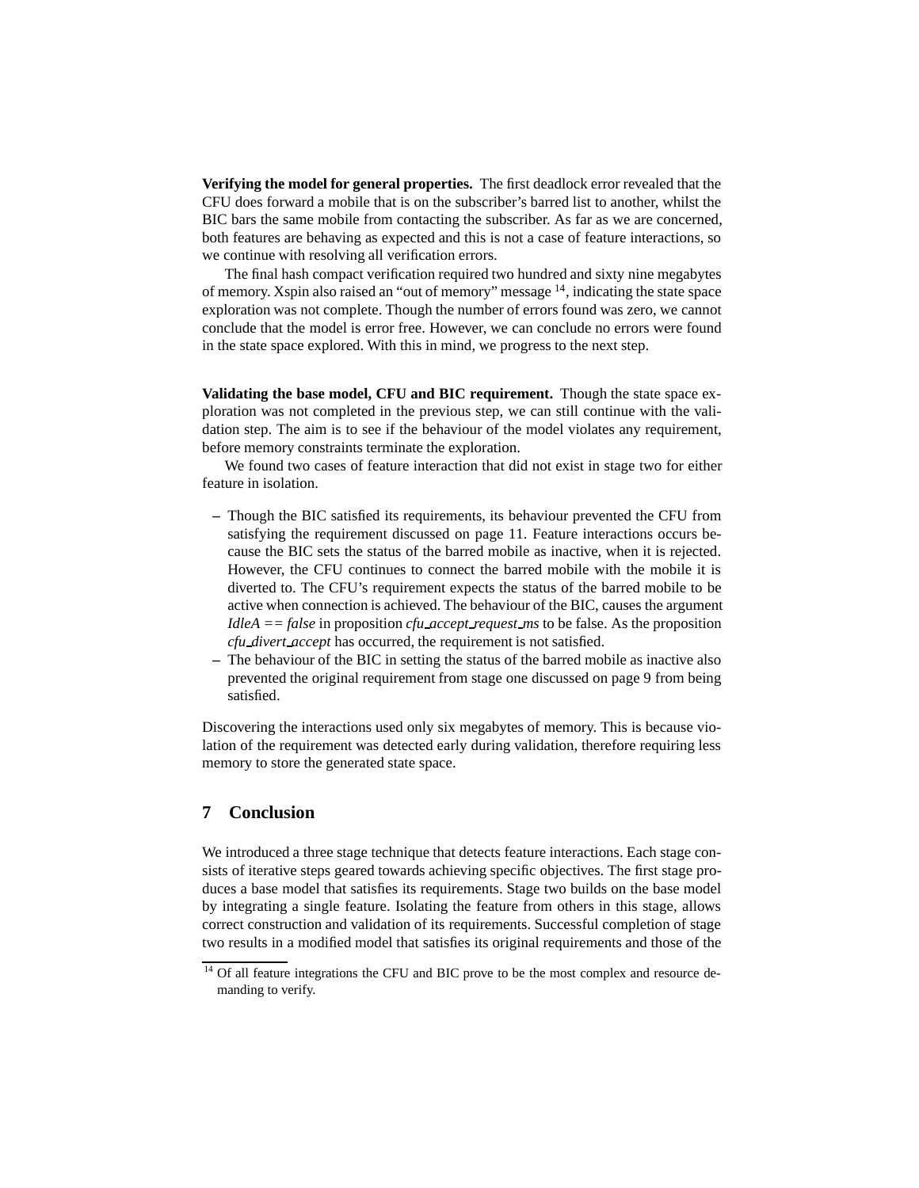**Verifying the model for general properties.** The first deadlock error revealed that the CFU does forward a mobile that is on the subscriber's barred list to another, whilst the BIC bars the same mobile from contacting the subscriber. As far as we are concerned, both features are behaving as expected and this is not a case of feature interactions, so we continue with resolving all verification errors.

The final hash compact verification required two hundred and sixty nine megabytes of memory. Xspin also raised an "out of memory" message [14], indicating the state space exploration was not complete. Though the number of errors found was zero, we cannot conclude that the model is error free. However, we can conclude no errors were found in the state space explored. With this in mind, we progress to the next step.

**Validating the base model, CFU and BIC requirement.** Though the state space exploration was not completed in the previous step, we can still continue with the validation step. The aim is to see if the behaviour of the model violates any requirement, before memory constraints terminate the exploration.

We found two cases of feature interaction that did not exist in stage two for either feature in isolation.

- Though the BIC satisfied its requirements, its behaviour prevented the CFU from satisfying the requirement discussed on page 11. Feature interactions occurs because the BIC sets the status of the barred mobile as inactive, when it is rejected. However, the CFU continues to connect the barred mobile with the mobile it is diverted to. The CFU's requirement expects the status of the barred mobile to be active when connection is achieved. The behaviour of the BIC, causes the argument *IdleA == false* in proposition *cfu_accept_request_ms* to be false. As the proposition *cfu_divert_accept* has occurred, the requirement is not satisfied.
- The behaviour of the BIC in setting the status of the barred mobile as inactive also prevented the original requirement from stage one discussed on page 9 from being satisfied.

Discovering the interactions used only six megabytes of memory. This is because violation of the requirement was detected early during validation, therefore requiring less memory to store the generated state space.

## 7 Conclusion

We introduced a three stage technique that detects feature interactions. Each stage consists of iterative steps geared towards achieving specific objectives. The first stage produces a base model that satisfies its requirements. Stage two builds on the base model by integrating a single feature. Isolating the feature from others in this stage, allows correct construction and validation of its requirements. Successful completion of stage two results in a modified model that satisfies its original requirements and those of the

[14] Of all feature integrations the CFU and BIC prove to be the most complex and resource demanding to verify.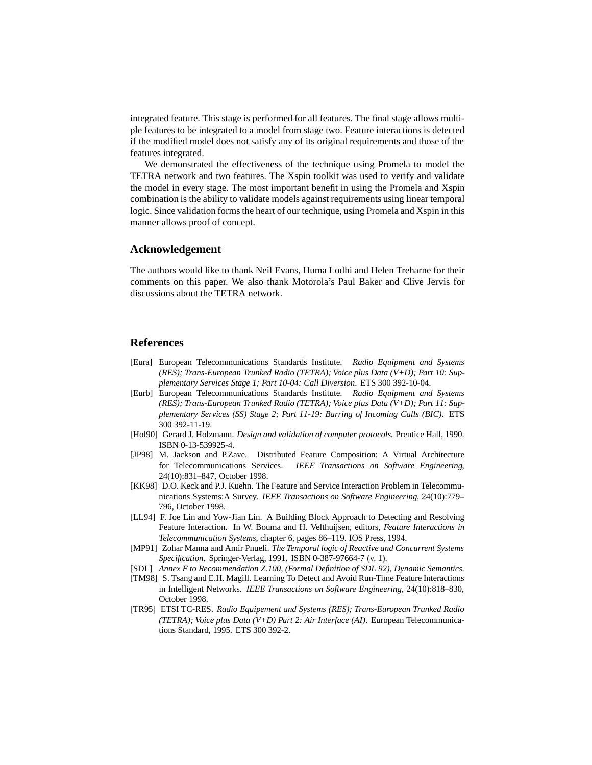integrated feature. This stage is performed for all features. The final stage allows multiple features to be integrated to a model from stage two. Feature interactions is detected if the modified model does not satisfy any of its original requirements and those of the features integrated.

We demonstrated the effectiveness of the technique using Promela to model the TETRA network and two features. The Xspin toolkit was used to verify and validate the model in every stage. The most important benefit in using the Promela and Xspin combination is the ability to validate models against requirements using linear temporal logic. Since validation forms the heart of our technique, using Promela and Xspin in this manner allows proof of concept.

## Acknowledgement

The authors would like to thank Neil Evans, Huma Lodhi and Helen Treharne for their comments on this paper. We also thank Motorola's Paul Baker and Clive Jervis for discussions about the TETRA network.

## References

[Eura] European Telecommunications Standards Institute. *Radio Equipment and Systems (RES); Trans-European Trunked Radio (TETRA); Voice plus Data (V+D); Part 10: Supplementary Services Stage 1; Part 10-04: Call Diversion*. ETS 300 392-10-04.

[Eurb] European Telecommunications Standards Institute. *Radio Equipment and Systems (RES); Trans-European Trunked Radio (TETRA); Voice plus Data (V+D); Part 11: Supplementary Services (SS) Stage 2; Part 11-19: Barring of Incoming Calls (BIC)*. ETS 300 392-11-19.

[Hol90] Gerard J. Holzmann. *Design and validation of computer protocols.* Prentice Hall, 1990. ISBN 0-13-539925-4.

[JP98] M. Jackson and P.Zave. Distributed Feature Composition: A Virtual Architecture for Telecommunications Services. *IEEE Transactions on Software Engineering*, 24(10):831–847, October 1998.

[KK98] D.O. Keck and P.J. Kuehn. The Feature and Service Interaction Problem in Telecommunications Systems:A Survey. *IEEE Transactions on Software Engineering*, 24(10):779–796, October 1998.

[LL94] F. Joe Lin and Yow-Jian Lin. A Building Block Approach to Detecting and Resolving Feature Interaction. In W. Bouma and H. Velthuijsen, editors, *Feature Interactions in Telecommunication Systems*, chapter 6, pages 86–119. IOS Press, 1994.

[MP91] Zohar Manna and Amir Pnueli. *The Temporal logic of Reactive and Concurrent Systems Specification*. Springer-Verlag, 1991. ISBN 0-387-97664-7 (v. 1).

[SDL] *Annex F to Recommendation Z.100, (Formal Definition of SDL 92), Dynamic Semantics.*

[TM98] S. Tsang and E.H. Magill. Learning To Detect and Avoid Run-Time Feature Interactions in Intelligent Networks. *IEEE Transactions on Software Engineering*, 24(10):818–830, October 1998.

[TR95] ETSI TC-RES. *Radio Equipement and Systems (RES); Trans-European Trunked Radio (TETRA); Voice plus Data (V+D) Part 2: Air Interface (AI)*. European Telecommunications Standard, 1995. ETS 300 392-2.